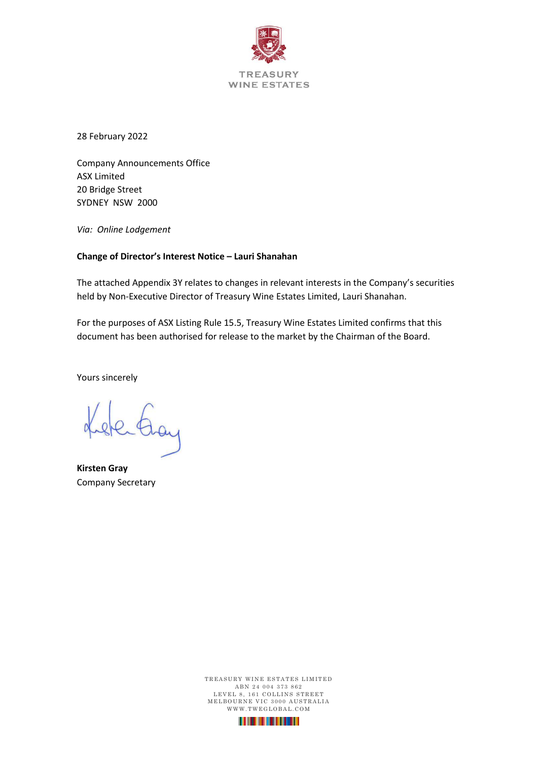TREASURY
WINE ESTATES

28 February 2022

Company Announcements Office
ASX Limited
20 Bridge Street
SYDNEY NSW 2000

*Via: Online Lodgement*

**Change of Director's Interest Notice – Lauri Shanahan**

The attached Appendix 3Y relates to changes in relevant interests in the Company's securities held by Non-Executive Director of Treasury Wine Estates Limited, Lauri Shanahan.

For the purposes of ASX Listing Rule 15.5, Treasury Wine Estates Limited confirms that this document has been authorised for release to the market by the Chairman of the Board.

Yours sincerely

**Kirsten Gray**
Company Secretary

TREASURY WINE ESTATES LIMITED
ABN 24 004 373 862
LEVEL 8, 161 COLLINS STREET
MELBOURNE VIC 3000 AUSTRALIA
WWW.TWEGLOBAL.COM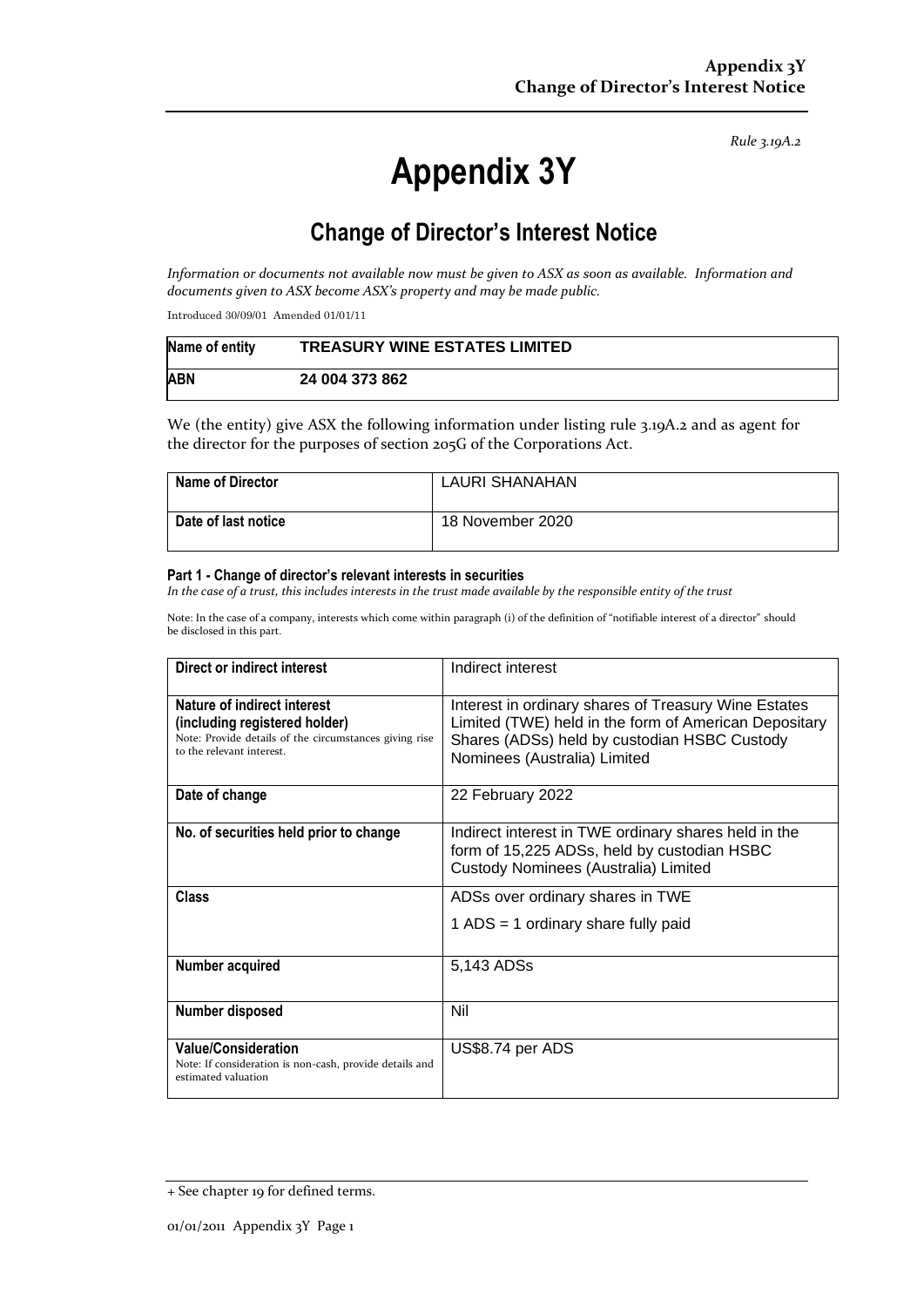*Rule 3.19A.2*

# Appendix 3Y

## Change of Director's Interest Notice

*Information or documents not available now must be given to ASX as soon as available. Information and documents given to ASX become ASX's property and may be made public.*

Introduced 30/09/01 Amended 01/01/11

| **Name of entity** | **TREASURY WINE ESTATES LIMITED** |
|---|---|
| **ABN** | **24 004 373 862** |

We (the entity) give ASX the following information under listing rule 3.19A.2 and as agent for the director for the purposes of section 205G of the Corporations Act.

| **Name of Director** | LAURI SHANAHAN |
|---|---|
| **Date of last notice** | 18 November 2020 |

#### Part 1 - Change of director's relevant interests in securities

*In the case of a trust, this includes interests in the trust made available by the responsible entity of the trust*

Note: In the case of a company, interests which come within paragraph (i) of the definition of "notifiable interest of a director" should be disclosed in this part.

| **Direct or indirect interest** | Indirect interest |
|---|---|
| **Nature of indirect interest (including registered holder)** Note: Provide details of the circumstances giving rise to the relevant interest. | Interest in ordinary shares of Treasury Wine Estates Limited (TWE) held in the form of American Depositary Shares (ADSs) held by custodian HSBC Custody Nominees (Australia) Limited |
| **Date of change** | 22 February 2022 |
| **No. of securities held prior to change** | Indirect interest in TWE ordinary shares held in the form of 15,225 ADSs, held by custodian HSBC Custody Nominees (Australia) Limited |
| **Class** | ADSs over ordinary shares in TWE<br>1 ADS = 1 ordinary share fully paid |
| **Number acquired** | 5,143 ADSs |
| **Number disposed** | Nil |
| **Value/Consideration** Note: If consideration is non-cash, provide details and estimated valuation | US$8.74 per ADS |

+ See chapter 19 for defined terms.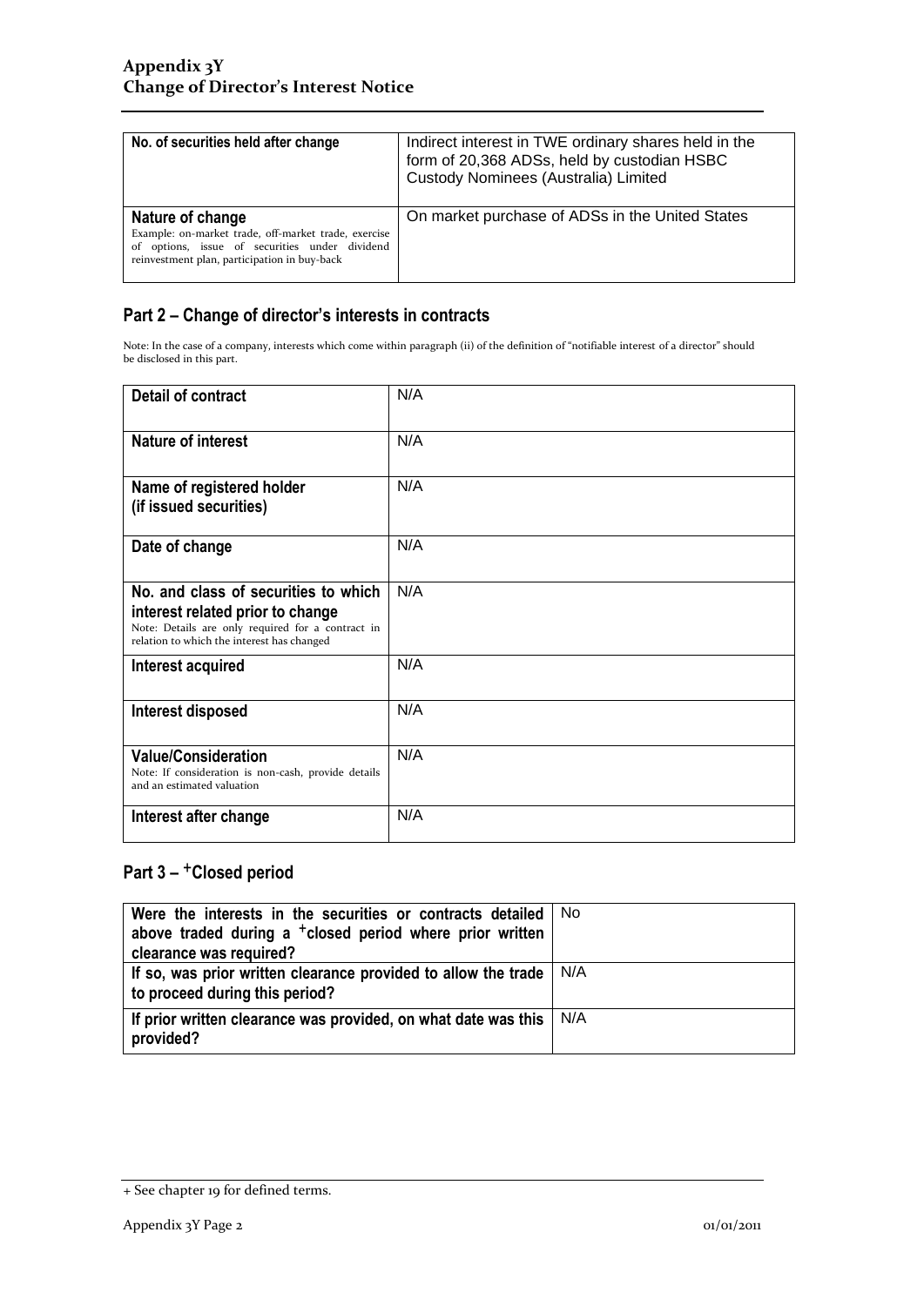| | |
|---|---|
| **No. of securities held after change** | Indirect interest in TWE ordinary shares held in the form of 20,368 ADSs, held by custodian HSBC Custody Nominees (Australia) Limited |
| **Nature of change**<br>Example: on-market trade, off-market trade, exercise of options, issue of securities under dividend reinvestment plan, participation in buy-back | On market purchase of ADSs in the United States |

## Part 2 – Change of director's interests in contracts

Note: In the case of a company, interests which come within paragraph (ii) of the definition of "notifiable interest of a director" should be disclosed in this part.

| | |
|---|---|
| **Detail of contract** | N/A |
| **Nature of interest** | N/A |
| **Name of registered holder (if issued securities)** | N/A |
| **Date of change** | N/A |
| **No. and class of securities to which interest related prior to change**<br>Note: Details are only required for a contract in relation to which the interest has changed | N/A |
| **Interest acquired** | N/A |
| **Interest disposed** | N/A |
| **Value/Consideration**<br>Note: If consideration is non-cash, provide details and an estimated valuation | N/A |
| **Interest after change** | N/A |

## Part 3 – +Closed period

| | |
|---|---|
| **Were the interests in the securities or contracts detailed above traded during a +closed period where prior written clearance was required?** | No |
| **If so, was prior written clearance provided to allow the trade to proceed during this period?** | N/A |
| **If prior written clearance was provided, on what date was this provided?** | N/A |

+ See chapter 19 for defined terms.